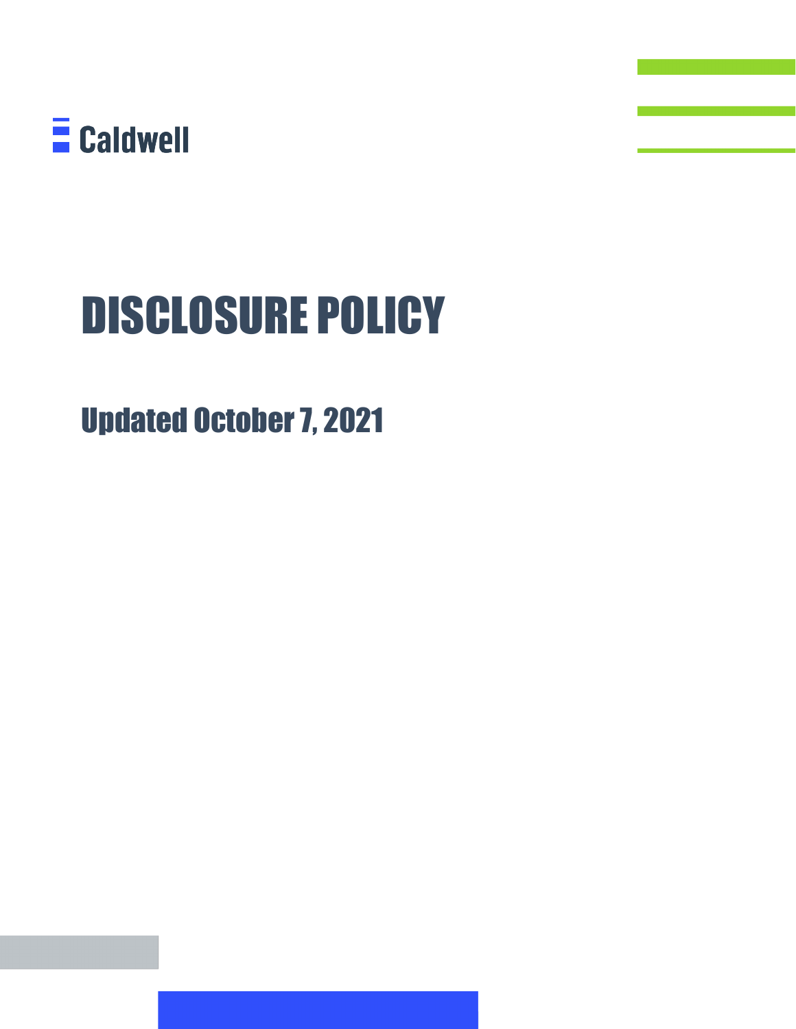Caldwell

# DISCLOSURE POLICY

## Updated October 7, 2021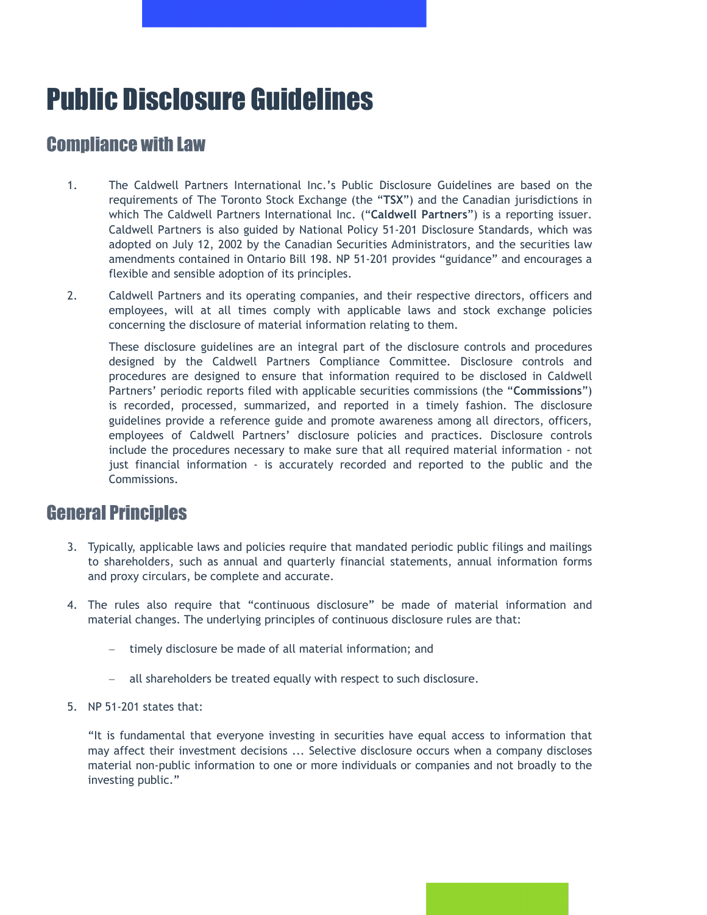# Public Disclosure Guidelines

## Compliance with Law

1. The Caldwell Partners International Inc.'s Public Disclosure Guidelines are based on the requirements of The Toronto Stock Exchange (the "**TSX**") and the Canadian jurisdictions in which The Caldwell Partners International Inc. ("**Caldwell Partners**") is a reporting issuer. Caldwell Partners is also guided by National Policy 51-201 Disclosure Standards, which was adopted on July 12, 2002 by the Canadian Securities Administrators, and the securities law amendments contained in Ontario Bill 198. NP 51-201 provides "guidance" and encourages a flexible and sensible adoption of its principles.

2. Caldwell Partners and its operating companies, and their respective directors, officers and employees, will at all times comply with applicable laws and stock exchange policies concerning the disclosure of material information relating to them.

   These disclosure guidelines are an integral part of the disclosure controls and procedures designed by the Caldwell Partners Compliance Committee. Disclosure controls and procedures are designed to ensure that information required to be disclosed in Caldwell Partners' periodic reports filed with applicable securities commissions (the "**Commissions**") is recorded, processed, summarized, and reported in a timely fashion. The disclosure guidelines provide a reference guide and promote awareness among all directors, officers, employees of Caldwell Partners' disclosure policies and practices. Disclosure controls include the procedures necessary to make sure that all required material information - not just financial information - is accurately recorded and reported to the public and the Commissions.

## General Principles

3. Typically, applicable laws and policies require that mandated periodic public filings and mailings to shareholders, such as annual and quarterly financial statements, annual information forms and proxy circulars, be complete and accurate.

4. The rules also require that "continuous disclosure" be made of material information and material changes. The underlying principles of continuous disclosure rules are that:

   - timely disclosure be made of all material information; and
   - all shareholders be treated equally with respect to such disclosure.

5. NP 51-201 states that:

   "It is fundamental that everyone investing in securities have equal access to information that may affect their investment decisions ... Selective disclosure occurs when a company discloses material non-public information to one or more individuals or companies and not broadly to the investing public."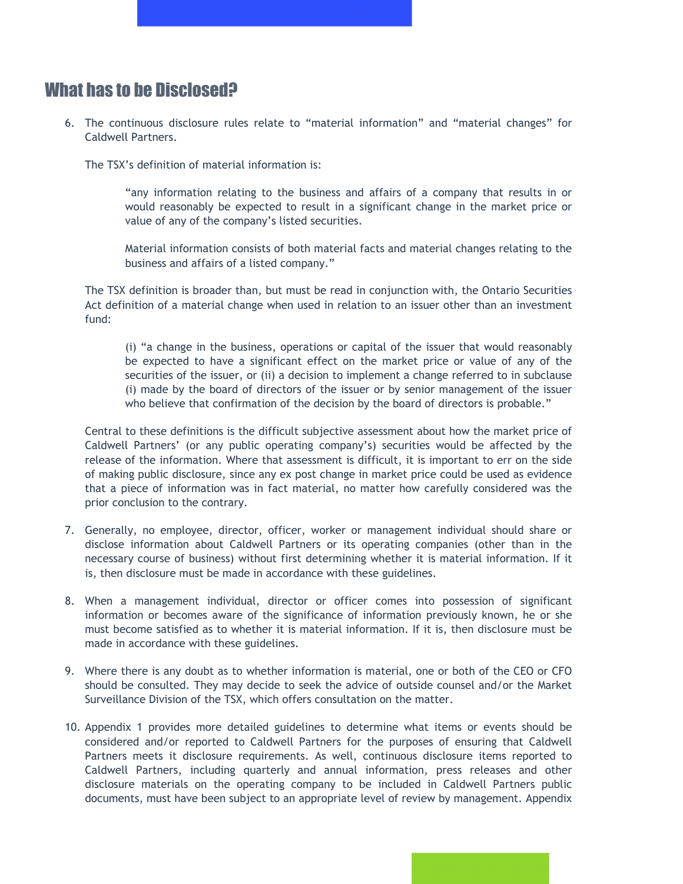## What has to be Disclosed?

6. The continuous disclosure rules relate to “material information” and “material changes” for Caldwell Partners.

   The TSX’s definition of material information is:

   > “any information relating to the business and affairs of a company that results in or would reasonably be expected to result in a significant change in the market price or value of any of the company’s listed securities.
   >
   > Material information consists of both material facts and material changes relating to the business and affairs of a listed company.”

   The TSX definition is broader than, but must be read in conjunction with, the Ontario Securities Act definition of a material change when used in relation to an issuer other than an investment fund:

   > (i) “a change in the business, operations or capital of the issuer that would reasonably be expected to have a significant effect on the market price or value of any of the securities of the issuer, or (ii) a decision to implement a change referred to in subclause (i) made by the board of directors of the issuer or by senior management of the issuer who believe that confirmation of the decision by the board of directors is probable.”

   Central to these definitions is the difficult subjective assessment about how the market price of Caldwell Partners’ (or any public operating company’s) securities would be affected by the release of the information. Where that assessment is difficult, it is important to err on the side of making public disclosure, since any ex post change in market price could be used as evidence that a piece of information was in fact material, no matter how carefully considered was the prior conclusion to the contrary.

7. Generally, no employee, director, officer, worker or management individual should share or disclose information about Caldwell Partners or its operating companies (other than in the necessary course of business) without first determining whether it is material information. If it is, then disclosure must be made in accordance with these guidelines.

8. When a management individual, director or officer comes into possession of significant information or becomes aware of the significance of information previously known, he or she must become satisfied as to whether it is material information. If it is, then disclosure must be made in accordance with these guidelines.

9. Where there is any doubt as to whether information is material, one or both of the CEO or CFO should be consulted. They may decide to seek the advice of outside counsel and/or the Market Surveillance Division of the TSX, which offers consultation on the matter.

10. Appendix 1 provides more detailed guidelines to determine what items or events should be considered and/or reported to Caldwell Partners for the purposes of ensuring that Caldwell Partners meets it disclosure requirements. As well, continuous disclosure items reported to Caldwell Partners, including quarterly and annual information, press releases and other disclosure materials on the operating company to be included in Caldwell Partners public documents, must have been subject to an appropriate level of review by management. Appendix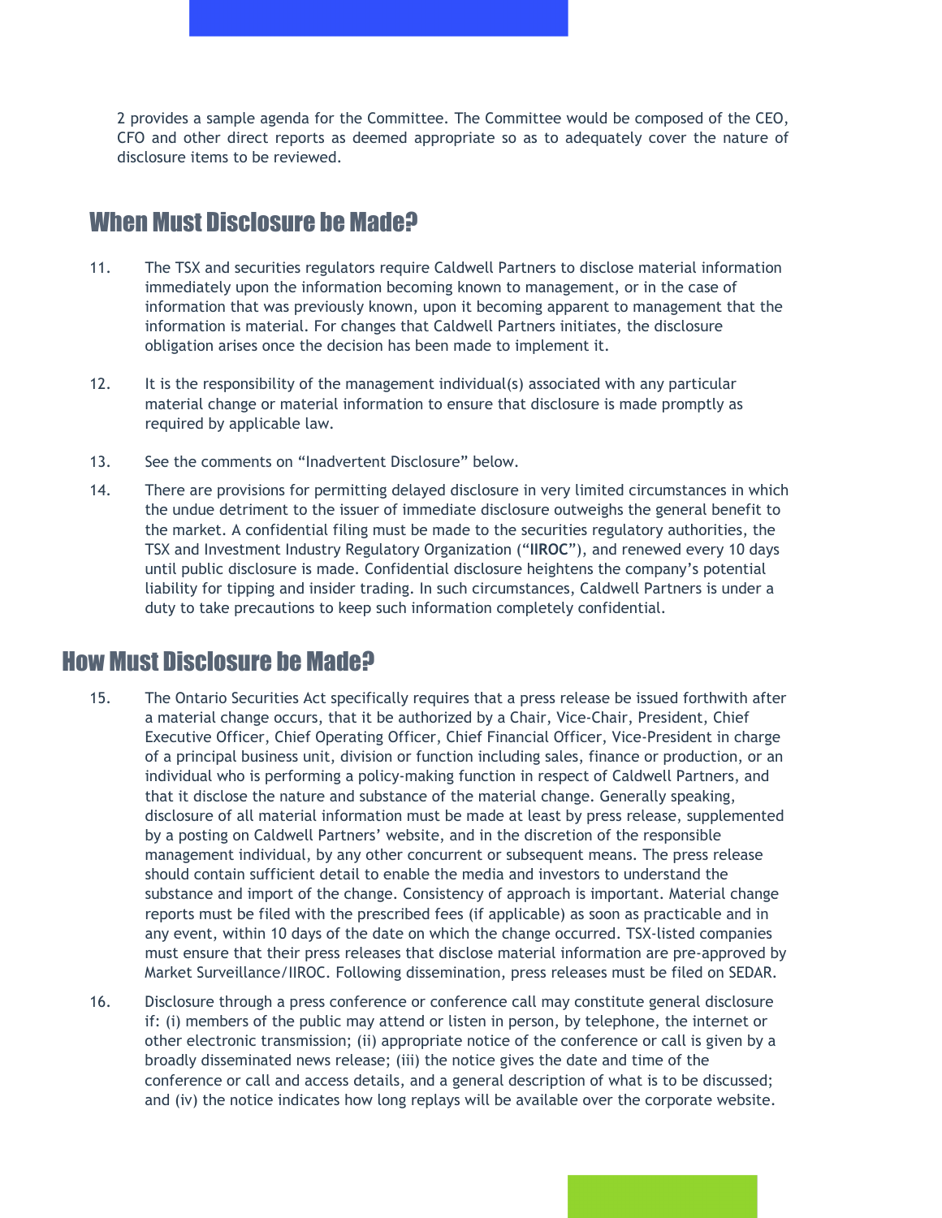2 provides a sample agenda for the Committee. The Committee would be composed of the CEO, CFO and other direct reports as deemed appropriate so as to adequately cover the nature of disclosure items to be reviewed.

## When Must Disclosure be Made?

11. The TSX and securities regulators require Caldwell Partners to disclose material information immediately upon the information becoming known to management, or in the case of information that was previously known, upon it becoming apparent to management that the information is material. For changes that Caldwell Partners initiates, the disclosure obligation arises once the decision has been made to implement it.

12. It is the responsibility of the management individual(s) associated with any particular material change or material information to ensure that disclosure is made promptly as required by applicable law.

13. See the comments on "Inadvertent Disclosure" below.

14. There are provisions for permitting delayed disclosure in very limited circumstances in which the undue detriment to the issuer of immediate disclosure outweighs the general benefit to the market. A confidential filing must be made to the securities regulatory authorities, the TSX and Investment Industry Regulatory Organization ("**IIROC**"), and renewed every 10 days until public disclosure is made. Confidential disclosure heightens the company's potential liability for tipping and insider trading. In such circumstances, Caldwell Partners is under a duty to take precautions to keep such information completely confidential.

## How Must Disclosure be Made?

15. The Ontario Securities Act specifically requires that a press release be issued forthwith after a material change occurs, that it be authorized by a Chair, Vice-Chair, President, Chief Executive Officer, Chief Operating Officer, Chief Financial Officer, Vice-President in charge of a principal business unit, division or function including sales, finance or production, or an individual who is performing a policy-making function in respect of Caldwell Partners, and that it disclose the nature and substance of the material change. Generally speaking, disclosure of all material information must be made at least by press release, supplemented by a posting on Caldwell Partners' website, and in the discretion of the responsible management individual, by any other concurrent or subsequent means. The press release should contain sufficient detail to enable the media and investors to understand the substance and import of the change. Consistency of approach is important. Material change reports must be filed with the prescribed fees (if applicable) as soon as practicable and in any event, within 10 days of the date on which the change occurred. TSX-listed companies must ensure that their press releases that disclose material information are pre-approved by Market Surveillance/IIROC. Following dissemination, press releases must be filed on SEDAR.

16. Disclosure through a press conference or conference call may constitute general disclosure if: (i) members of the public may attend or listen in person, by telephone, the internet or other electronic transmission; (ii) appropriate notice of the conference or call is given by a broadly disseminated news release; (iii) the notice gives the date and time of the conference or call and access details, and a general description of what is to be discussed; and (iv) the notice indicates how long replays will be available over the corporate website.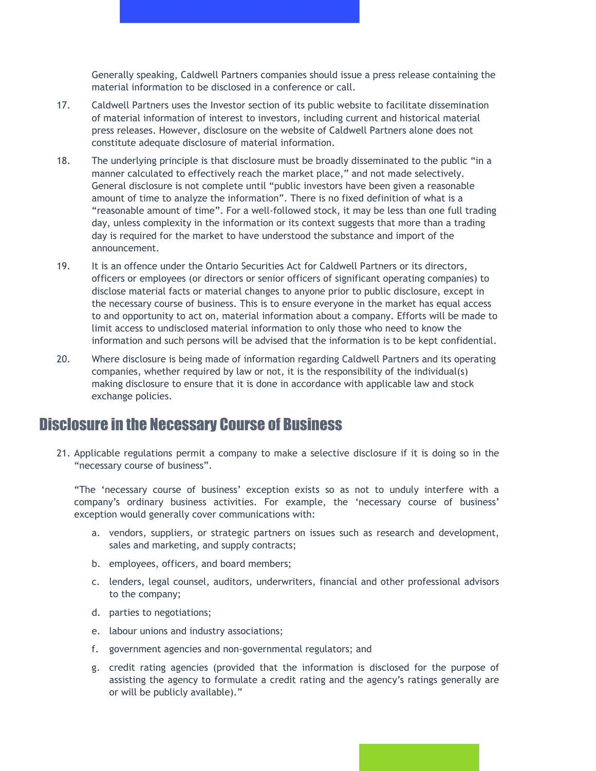Generally speaking, Caldwell Partners companies should issue a press release containing the material information to be disclosed in a conference or call.

17. Caldwell Partners uses the Investor section of its public website to facilitate dissemination of material information of interest to investors, including current and historical material press releases. However, disclosure on the website of Caldwell Partners alone does not constitute adequate disclosure of material information.

18. The underlying principle is that disclosure must be broadly disseminated to the public "in a manner calculated to effectively reach the market place," and not made selectively. General disclosure is not complete until "public investors have been given a reasonable amount of time to analyze the information". There is no fixed definition of what is a "reasonable amount of time". For a well-followed stock, it may be less than one full trading day, unless complexity in the information or its context suggests that more than a trading day is required for the market to have understood the substance and import of the announcement.

19. It is an offence under the Ontario Securities Act for Caldwell Partners or its directors, officers or employees (or directors or senior officers of significant operating companies) to disclose material facts or material changes to anyone prior to public disclosure, except in the necessary course of business. This is to ensure everyone in the market has equal access to and opportunity to act on, material information about a company. Efforts will be made to limit access to undisclosed material information to only those who need to know the information and such persons will be advised that the information is to be kept confidential.

20. Where disclosure is being made of information regarding Caldwell Partners and its operating companies, whether required by law or not, it is the responsibility of the individual(s) making disclosure to ensure that it is done in accordance with applicable law and stock exchange policies.

## Disclosure in the Necessary Course of Business

21. Applicable regulations permit a company to make a selective disclosure if it is doing so in the "necessary course of business".

    "The 'necessary course of business' exception exists so as not to unduly interfere with a company's ordinary business activities. For example, the 'necessary course of business' exception would generally cover communications with:

    a. vendors, suppliers, or strategic partners on issues such as research and development, sales and marketing, and supply contracts;
    b. employees, officers, and board members;
    c. lenders, legal counsel, auditors, underwriters, financial and other professional advisors to the company;
    d. parties to negotiations;
    e. labour unions and industry associations;
    f. government agencies and non-governmental regulators; and
    g. credit rating agencies (provided that the information is disclosed for the purpose of assisting the agency to formulate a credit rating and the agency's ratings generally are or will be publicly available)."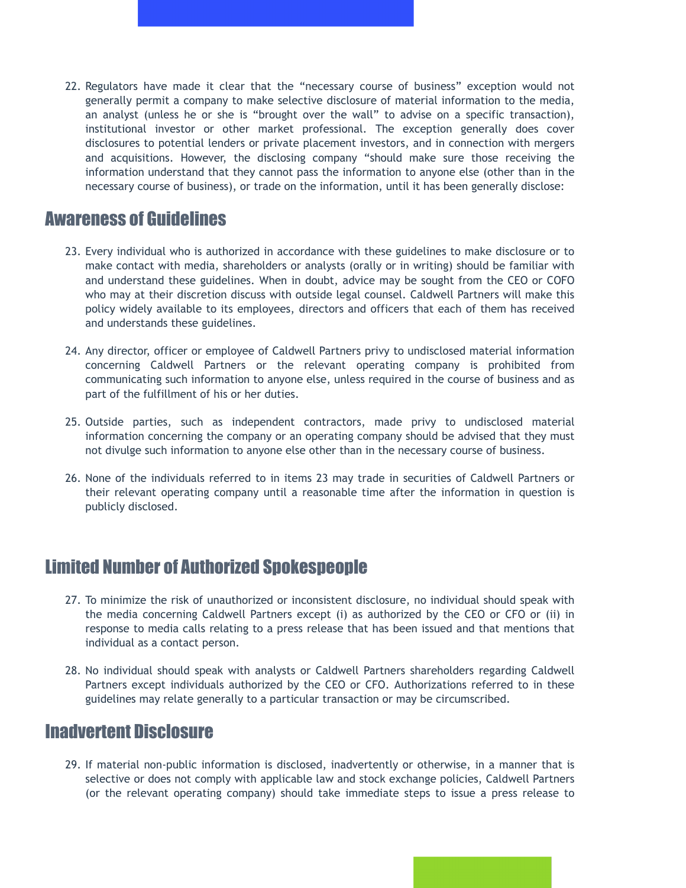22. Regulators have made it clear that the "necessary course of business" exception would not generally permit a company to make selective disclosure of material information to the media, an analyst (unless he or she is "brought over the wall" to advise on a specific transaction), institutional investor or other market professional. The exception generally does cover disclosures to potential lenders or private placement investors, and in connection with mergers and acquisitions. However, the disclosing company "should make sure those receiving the information understand that they cannot pass the information to anyone else (other than in the necessary course of business), or trade on the information, until it has been generally disclose:

## Awareness of Guidelines

23. Every individual who is authorized in accordance with these guidelines to make disclosure or to make contact with media, shareholders or analysts (orally or in writing) should be familiar with and understand these guidelines. When in doubt, advice may be sought from the CEO or COFO who may at their discretion discuss with outside legal counsel. Caldwell Partners will make this policy widely available to its employees, directors and officers that each of them has received and understands these guidelines.

24. Any director, officer or employee of Caldwell Partners privy to undisclosed material information concerning Caldwell Partners or the relevant operating company is prohibited from communicating such information to anyone else, unless required in the course of business and as part of the fulfillment of his or her duties.

25. Outside parties, such as independent contractors, made privy to undisclosed material information concerning the company or an operating company should be advised that they must not divulge such information to anyone else other than in the necessary course of business.

26. None of the individuals referred to in items 23 may trade in securities of Caldwell Partners or their relevant operating company until a reasonable time after the information in question is publicly disclosed.

## Limited Number of Authorized Spokespeople

27. To minimize the risk of unauthorized or inconsistent disclosure, no individual should speak with the media concerning Caldwell Partners except (i) as authorized by the CEO or CFO or (ii) in response to media calls relating to a press release that has been issued and that mentions that individual as a contact person.

28. No individual should speak with analysts or Caldwell Partners shareholders regarding Caldwell Partners except individuals authorized by the CEO or CFO. Authorizations referred to in these guidelines may relate generally to a particular transaction or may be circumscribed.

## Inadvertent Disclosure

29. If material non-public information is disclosed, inadvertently or otherwise, in a manner that is selective or does not comply with applicable law and stock exchange policies, Caldwell Partners (or the relevant operating company) should take immediate steps to issue a press release to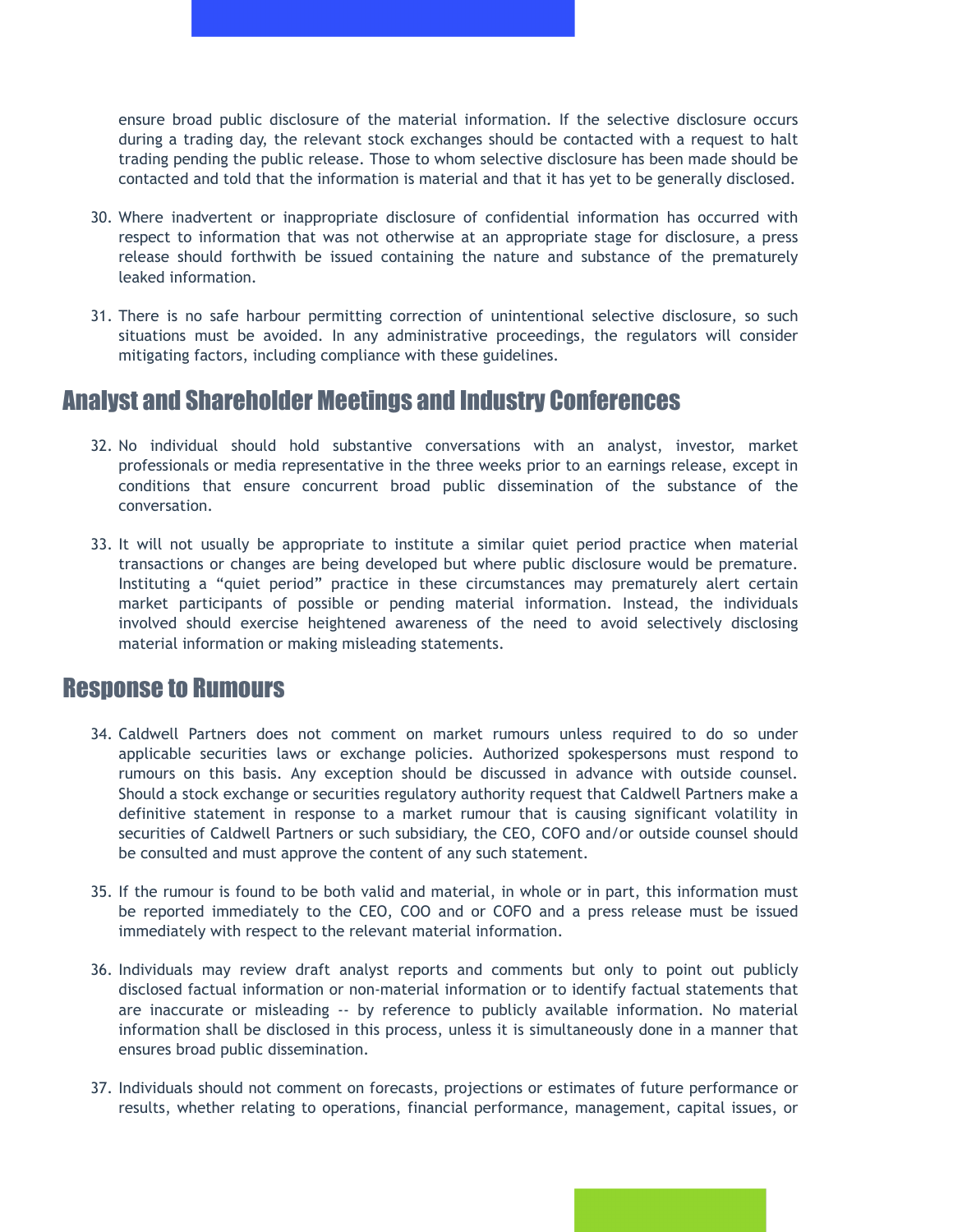ensure broad public disclosure of the material information. If the selective disclosure occurs during a trading day, the relevant stock exchanges should be contacted with a request to halt trading pending the public release. Those to whom selective disclosure has been made should be contacted and told that the information is material and that it has yet to be generally disclosed.

30. Where inadvertent or inappropriate disclosure of confidential information has occurred with respect to information that was not otherwise at an appropriate stage for disclosure, a press release should forthwith be issued containing the nature and substance of the prematurely leaked information.

31. There is no safe harbour permitting correction of unintentional selective disclosure, so such situations must be avoided. In any administrative proceedings, the regulators will consider mitigating factors, including compliance with these guidelines.

## Analyst and Shareholder Meetings and Industry Conferences

32. No individual should hold substantive conversations with an analyst, investor, market professionals or media representative in the three weeks prior to an earnings release, except in conditions that ensure concurrent broad public dissemination of the substance of the conversation.

33. It will not usually be appropriate to institute a similar quiet period practice when material transactions or changes are being developed but where public disclosure would be premature. Instituting a "quiet period" practice in these circumstances may prematurely alert certain market participants of possible or pending material information. Instead, the individuals involved should exercise heightened awareness of the need to avoid selectively disclosing material information or making misleading statements.

## Response to Rumours

34. Caldwell Partners does not comment on market rumours unless required to do so under applicable securities laws or exchange policies. Authorized spokespersons must respond to rumours on this basis. Any exception should be discussed in advance with outside counsel. Should a stock exchange or securities regulatory authority request that Caldwell Partners make a definitive statement in response to a market rumour that is causing significant volatility in securities of Caldwell Partners or such subsidiary, the CEO, COFO and/or outside counsel should be consulted and must approve the content of any such statement.

35. If the rumour is found to be both valid and material, in whole or in part, this information must be reported immediately to the CEO, COO and or COFO and a press release must be issued immediately with respect to the relevant material information.

36. Individuals may review draft analyst reports and comments but only to point out publicly disclosed factual information or non-material information or to identify factual statements that are inaccurate or misleading -- by reference to publicly available information. No material information shall be disclosed in this process, unless it is simultaneously done in a manner that ensures broad public dissemination.

37. Individuals should not comment on forecasts, projections or estimates of future performance or results, whether relating to operations, financial performance, management, capital issues, or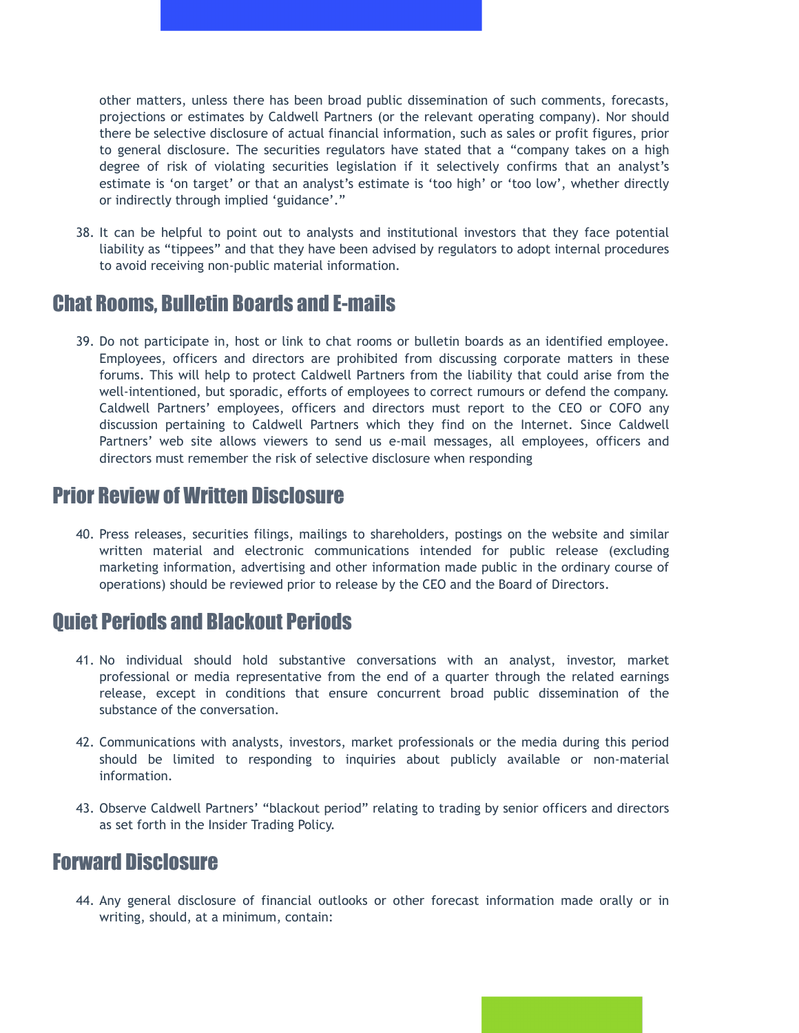other matters, unless there has been broad public dissemination of such comments, forecasts, projections or estimates by Caldwell Partners (or the relevant operating company). Nor should there be selective disclosure of actual financial information, such as sales or profit figures, prior to general disclosure. The securities regulators have stated that a "company takes on a high degree of risk of violating securities legislation if it selectively confirms that an analyst's estimate is 'on target' or that an analyst's estimate is 'too high' or 'too low', whether directly or indirectly through implied 'guidance'."

38. It can be helpful to point out to analysts and institutional investors that they face potential liability as "tippees" and that they have been advised by regulators to adopt internal procedures to avoid receiving non-public material information.

## Chat Rooms, Bulletin Boards and E-mails

39. Do not participate in, host or link to chat rooms or bulletin boards as an identified employee. Employees, officers and directors are prohibited from discussing corporate matters in these forums. This will help to protect Caldwell Partners from the liability that could arise from the well-intentioned, but sporadic, efforts of employees to correct rumours or defend the company. Caldwell Partners' employees, officers and directors must report to the CEO or COFO any discussion pertaining to Caldwell Partners which they find on the Internet. Since Caldwell Partners' web site allows viewers to send us e-mail messages, all employees, officers and directors must remember the risk of selective disclosure when responding

## Prior Review of Written Disclosure

40. Press releases, securities filings, mailings to shareholders, postings on the website and similar written material and electronic communications intended for public release (excluding marketing information, advertising and other information made public in the ordinary course of operations) should be reviewed prior to release by the CEO and the Board of Directors.

## Quiet Periods and Blackout Periods

41. No individual should hold substantive conversations with an analyst, investor, market professional or media representative from the end of a quarter through the related earnings release, except in conditions that ensure concurrent broad public dissemination of the substance of the conversation.

42. Communications with analysts, investors, market professionals or the media during this period should be limited to responding to inquiries about publicly available or non-material information.

43. Observe Caldwell Partners' "blackout period" relating to trading by senior officers and directors as set forth in the Insider Trading Policy.

## Forward Disclosure

44. Any general disclosure of financial outlooks or other forecast information made orally or in writing, should, at a minimum, contain: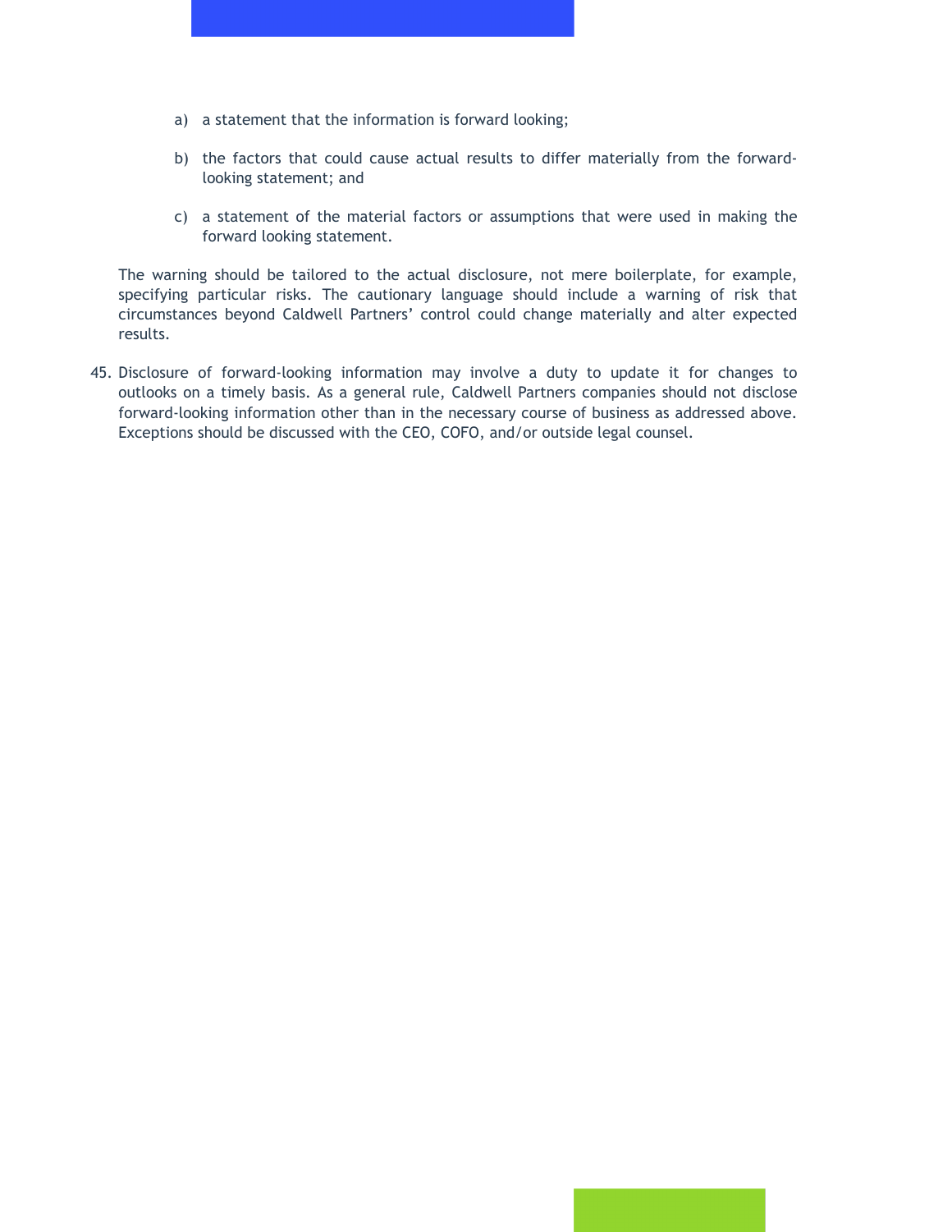a) a statement that the information is forward looking;

b) the factors that could cause actual results to differ materially from the forward-looking statement; and

c) a statement of the material factors or assumptions that were used in making the forward looking statement.

The warning should be tailored to the actual disclosure, not mere boilerplate, for example, specifying particular risks. The cautionary language should include a warning of risk that circumstances beyond Caldwell Partners' control could change materially and alter expected results.

45. Disclosure of forward-looking information may involve a duty to update it for changes to outlooks on a timely basis. As a general rule, Caldwell Partners companies should not disclose forward-looking information other than in the necessary course of business as addressed above. Exceptions should be discussed with the CEO, COFO, and/or outside legal counsel.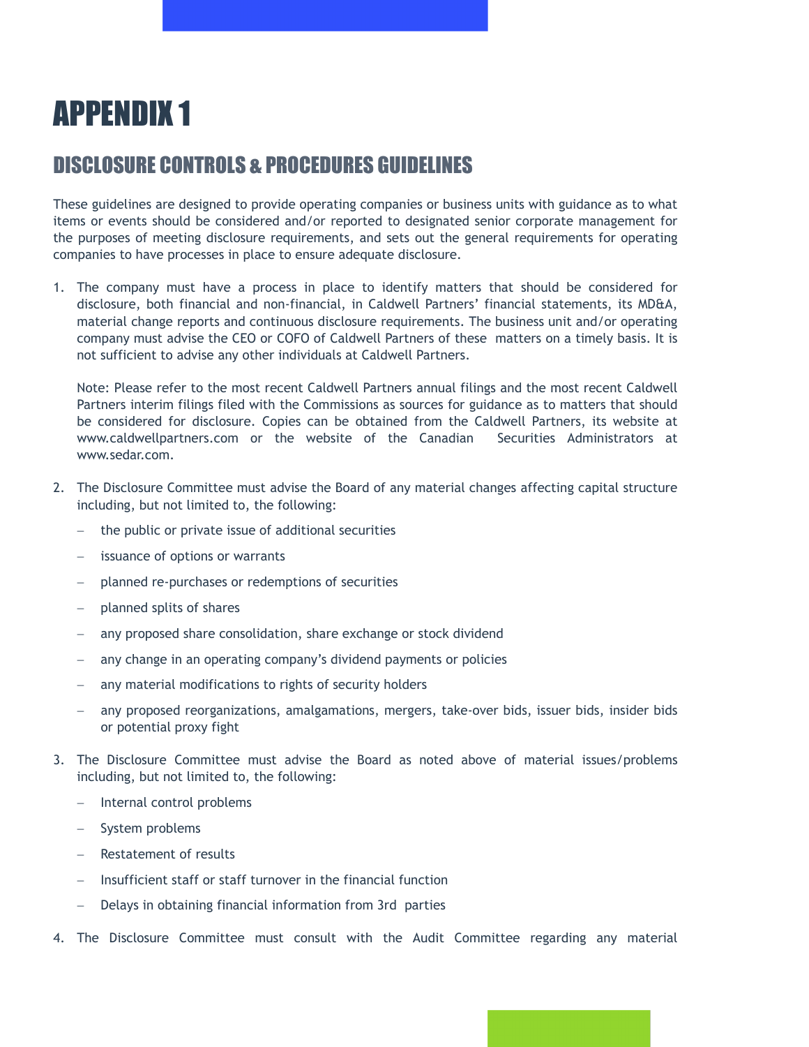# APPENDIX 1

## DISCLOSURE CONTROLS & PROCEDURES GUIDELINES

These guidelines are designed to provide operating companies or business units with guidance as to what items or events should be considered and/or reported to designated senior corporate management for the purposes of meeting disclosure requirements, and sets out the general requirements for operating companies to have processes in place to ensure adequate disclosure.

1. The company must have a process in place to identify matters that should be considered for disclosure, both financial and non-financial, in Caldwell Partners' financial statements, its MD&A, material change reports and continuous disclosure requirements. The business unit and/or operating company must advise the CEO or COFO of Caldwell Partners of these matters on a timely basis. It is not sufficient to advise any other individuals at Caldwell Partners.

   Note: Please refer to the most recent Caldwell Partners annual filings and the most recent Caldwell Partners interim filings filed with the Commissions as sources for guidance as to matters that should be considered for disclosure. Copies can be obtained from the Caldwell Partners, its website at www.caldwellpartners.com or the website of the Canadian Securities Administrators at www.sedar.com.

2. The Disclosure Committee must advise the Board of any material changes affecting capital structure including, but not limited to, the following:
   - the public or private issue of additional securities
   - issuance of options or warrants
   - planned re-purchases or redemptions of securities
   - planned splits of shares
   - any proposed share consolidation, share exchange or stock dividend
   - any change in an operating company's dividend payments or policies
   - any material modifications to rights of security holders
   - any proposed reorganizations, amalgamations, mergers, take-over bids, issuer bids, insider bids or potential proxy fight

3. The Disclosure Committee must advise the Board as noted above of material issues/problems including, but not limited to, the following:
   - Internal control problems
   - System problems
   - Restatement of results
   - Insufficient staff or staff turnover in the financial function
   - Delays in obtaining financial information from 3rd parties

4. The Disclosure Committee must consult with the Audit Committee regarding any material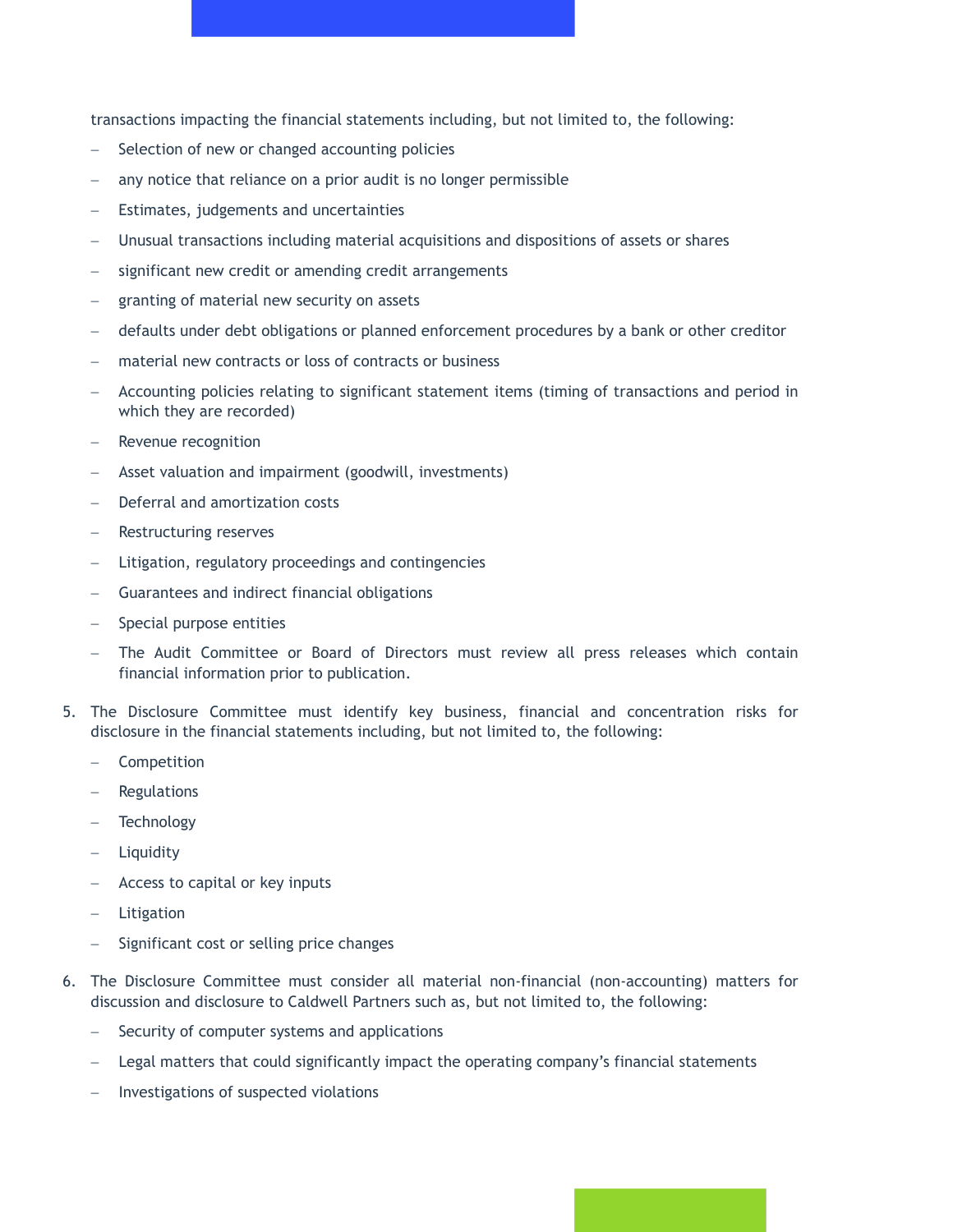transactions impacting the financial statements including, but not limited to, the following:

- Selection of new or changed accounting policies
- any notice that reliance on a prior audit is no longer permissible
- Estimates, judgements and uncertainties
- Unusual transactions including material acquisitions and dispositions of assets or shares
- significant new credit or amending credit arrangements
- granting of material new security on assets
- defaults under debt obligations or planned enforcement procedures by a bank or other creditor
- material new contracts or loss of contracts or business
- Accounting policies relating to significant statement items (timing of transactions and period in which they are recorded)
- Revenue recognition
- Asset valuation and impairment (goodwill, investments)
- Deferral and amortization costs
- Restructuring reserves
- Litigation, regulatory proceedings and contingencies
- Guarantees and indirect financial obligations
- Special purpose entities
- The Audit Committee or Board of Directors must review all press releases which contain financial information prior to publication.

5. The Disclosure Committee must identify key business, financial and concentration risks for disclosure in the financial statements including, but not limited to, the following:
   - Competition
   - Regulations
   - Technology
   - Liquidity
   - Access to capital or key inputs
   - Litigation
   - Significant cost or selling price changes

6. The Disclosure Committee must consider all material non-financial (non-accounting) matters for discussion and disclosure to Caldwell Partners such as, but not limited to, the following:
   - Security of computer systems and applications
   - Legal matters that could significantly impact the operating company's financial statements
   - Investigations of suspected violations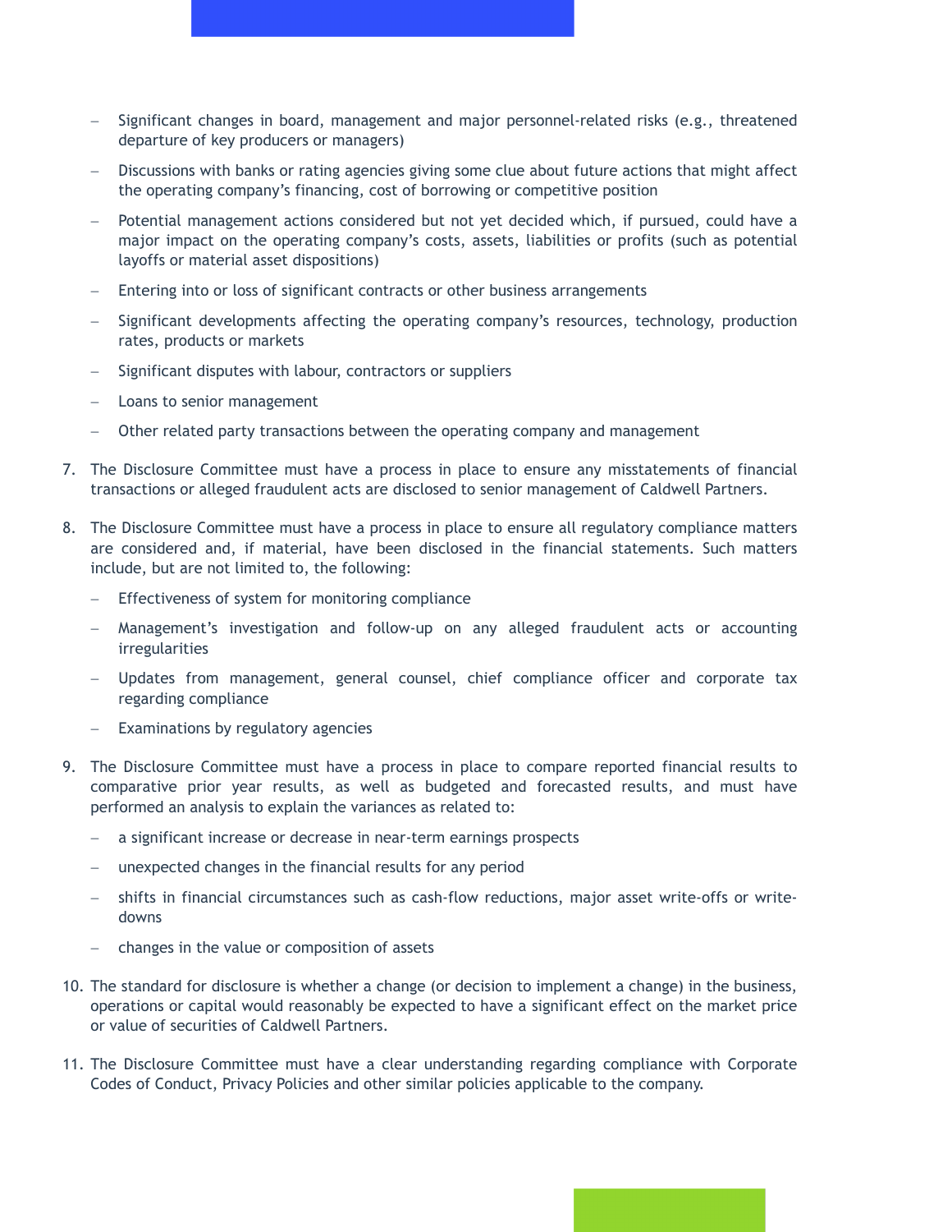- Significant changes in board, management and major personnel-related risks (e.g., threatened departure of key producers or managers)
- Discussions with banks or rating agencies giving some clue about future actions that might affect the operating company's financing, cost of borrowing or competitive position
- Potential management actions considered but not yet decided which, if pursued, could have a major impact on the operating company's costs, assets, liabilities or profits (such as potential layoffs or material asset dispositions)
- Entering into or loss of significant contracts or other business arrangements
- Significant developments affecting the operating company's resources, technology, production rates, products or markets
- Significant disputes with labour, contractors or suppliers
- Loans to senior management
- Other related party transactions between the operating company and management

7. The Disclosure Committee must have a process in place to ensure any misstatements of financial transactions or alleged fraudulent acts are disclosed to senior management of Caldwell Partners.

8. The Disclosure Committee must have a process in place to ensure all regulatory compliance matters are considered and, if material, have been disclosed in the financial statements. Such matters include, but are not limited to, the following:

   - Effectiveness of system for monitoring compliance
   - Management's investigation and follow-up on any alleged fraudulent acts or accounting irregularities
   - Updates from management, general counsel, chief compliance officer and corporate tax regarding compliance
   - Examinations by regulatory agencies

9. The Disclosure Committee must have a process in place to compare reported financial results to comparative prior year results, as well as budgeted and forecasted results, and must have performed an analysis to explain the variances as related to:

   - a significant increase or decrease in near-term earnings prospects
   - unexpected changes in the financial results for any period
   - shifts in financial circumstances such as cash-flow reductions, major asset write-offs or write-downs
   - changes in the value or composition of assets

10. The standard for disclosure is whether a change (or decision to implement a change) in the business, operations or capital would reasonably be expected to have a significant effect on the market price or value of securities of Caldwell Partners.

11. The Disclosure Committee must have a clear understanding regarding compliance with Corporate Codes of Conduct, Privacy Policies and other similar policies applicable to the company.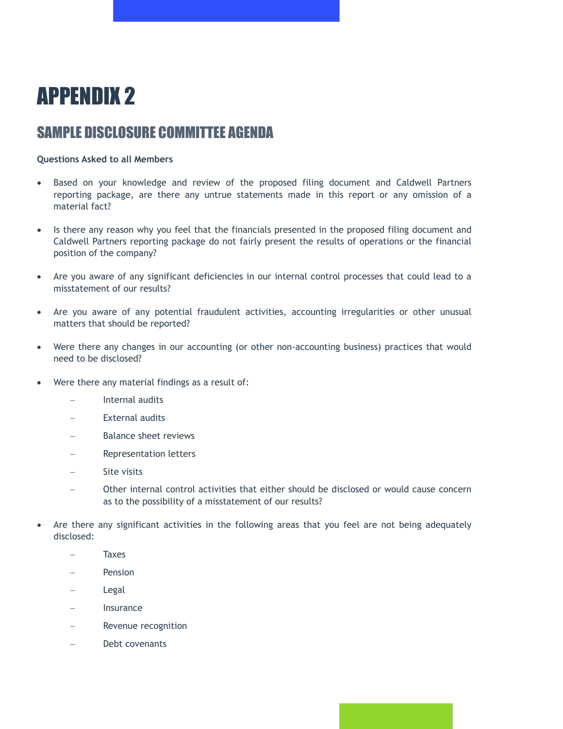# APPENDIX 2

## SAMPLE DISCLOSURE COMMITTEE AGENDA

**Questions Asked to all Members**

- Based on your knowledge and review of the proposed filing document and Caldwell Partners reporting package, are there any untrue statements made in this report or any omission of a material fact?
- Is there any reason why you feel that the financials presented in the proposed filing document and Caldwell Partners reporting package do not fairly present the results of operations or the financial position of the company?
- Are you aware of any significant deficiencies in our internal control processes that could lead to a misstatement of our results?
- Are you aware of any potential fraudulent activities, accounting irregularities or other unusual matters that should be reported?
- Were there any changes in our accounting (or other non-accounting business) practices that would need to be disclosed?
- Were there any material findings as a result of:
  - Internal audits
  - External audits
  - Balance sheet reviews
  - Representation letters
  - Site visits
  - Other internal control activities that either should be disclosed or would cause concern as to the possibility of a misstatement of our results?
- Are there any significant activities in the following areas that you feel are not being adequately disclosed:
  - Taxes
  - Pension
  - Legal
  - Insurance
  - Revenue recognition
  - Debt covenants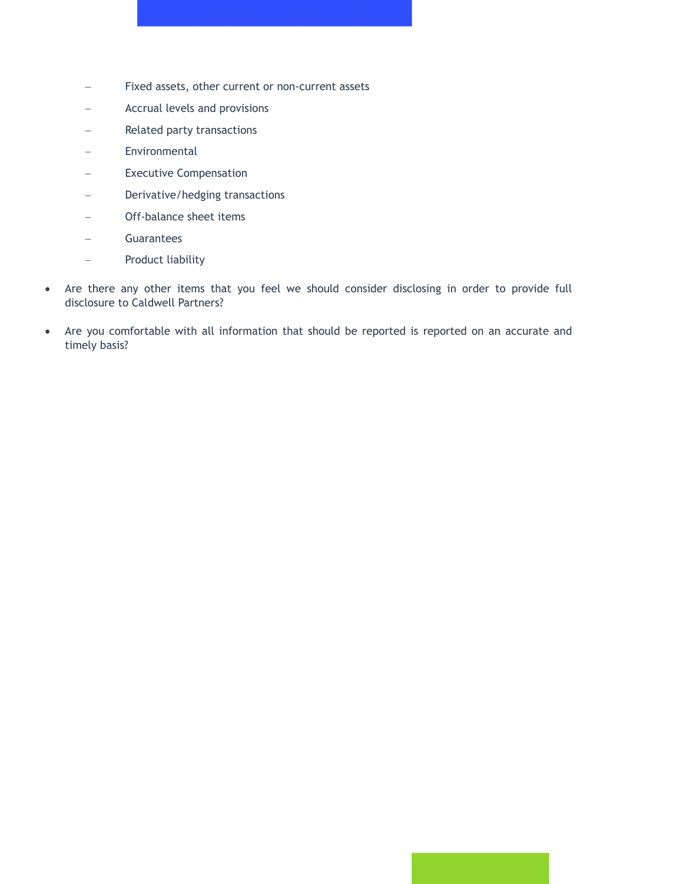- Fixed assets, other current or non-current assets
  - Accrual levels and provisions
  - Related party transactions
  - Environmental
  - Executive Compensation
  - Derivative/hedging transactions
  - Off-balance sheet items
  - Guarantees
  - Product liability

- Are there any other items that you feel we should consider disclosing in order to provide full disclosure to Caldwell Partners?

- Are you comfortable with all information that should be reported is reported on an accurate and timely basis?